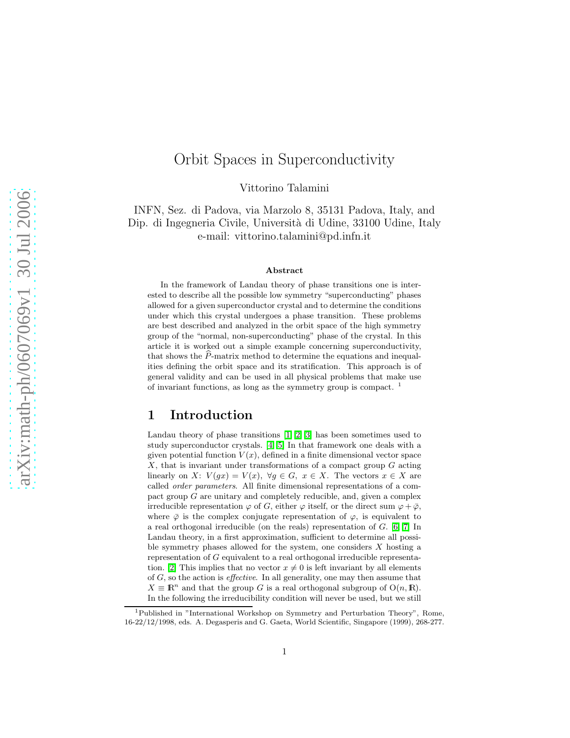# Orbit Spaces in Superconductivity

Vittorino Talamini

INFN, Sez. di Padova, via Marzolo 8, 35131 Padova, Italy, and
Dip. di Ingegneria Civile, Università di Udine, 33100 Udine, Italy
e-mail: vittorino.talamini@pd.infn.it

### Abstract

In the framework of Landau theory of phase transitions one is interested to describe all the possible low symmetry "superconducting" phases allowed for a given superconductor crystal and to determine the conditions under which this crystal undergoes a phase transition. These problems are best described and analyzed in the orbit space of the high symmetry group of the "normal, non-superconducting" phase of the crystal. In this article it is worked out a simple example concerning superconductivity, that shows the $\widehat{P}$-matrix method to determine the equations and inequalities defining the orbit space and its stratification. This approach is of general validity and can be used in all physical problems that make use of invariant functions, as long as the symmetry group is compact. [1]

## 1 Introduction

Landau theory of phase transitions [1] [2] [3] has been sometimes used to study superconductor crystals. [4] [5] In that framework one deals with a given potential function $V(x)$, defined in a finite dimensional vector space $X$, that is invariant under transformations of a compact group $G$ acting linearly on $X$: $V(gx) = V(x),\ \forall g \in G,\ x \in X$. The vectors $x \in X$ are called *order parameters*. All finite dimensional representations of a compact group $G$ are unitary and completely reducible, and, given a complex irreducible representation $\varphi$ of $G$, either $\varphi$ itself, or the direct sum $\varphi + \bar{\varphi}$, where $\bar{\varphi}$ is the complex conjugate representation of $\varphi$, is equivalent to a real orthogonal irreducible (on the reals) representation of $G$. [6] [7] In Landau theory, in a first approximation, sufficient to determine all possible symmetry phases allowed for the system, one considers $X$ hosting a representation of $G$ equivalent to a real orthogonal irreducible representation. [2] This implies that no vector $x \neq 0$ is left invariant by all elements of $G$, so the action is *effective*. In all generality, one may then assume that $X \equiv \mathbb{R}^n$ and that the group $G$ is a real orthogonal subgroup of $\mathrm{O}(n, \mathbb{R})$. In the following the irreducibility condition will never be used, but we still

[1] Published in "International Workshop on Symmetry and Perturbation Theory", Rome, 16-22/12/1998, eds. A. Degasperis and G. Gaeta, World Scientific, Singapore (1999), 268-277.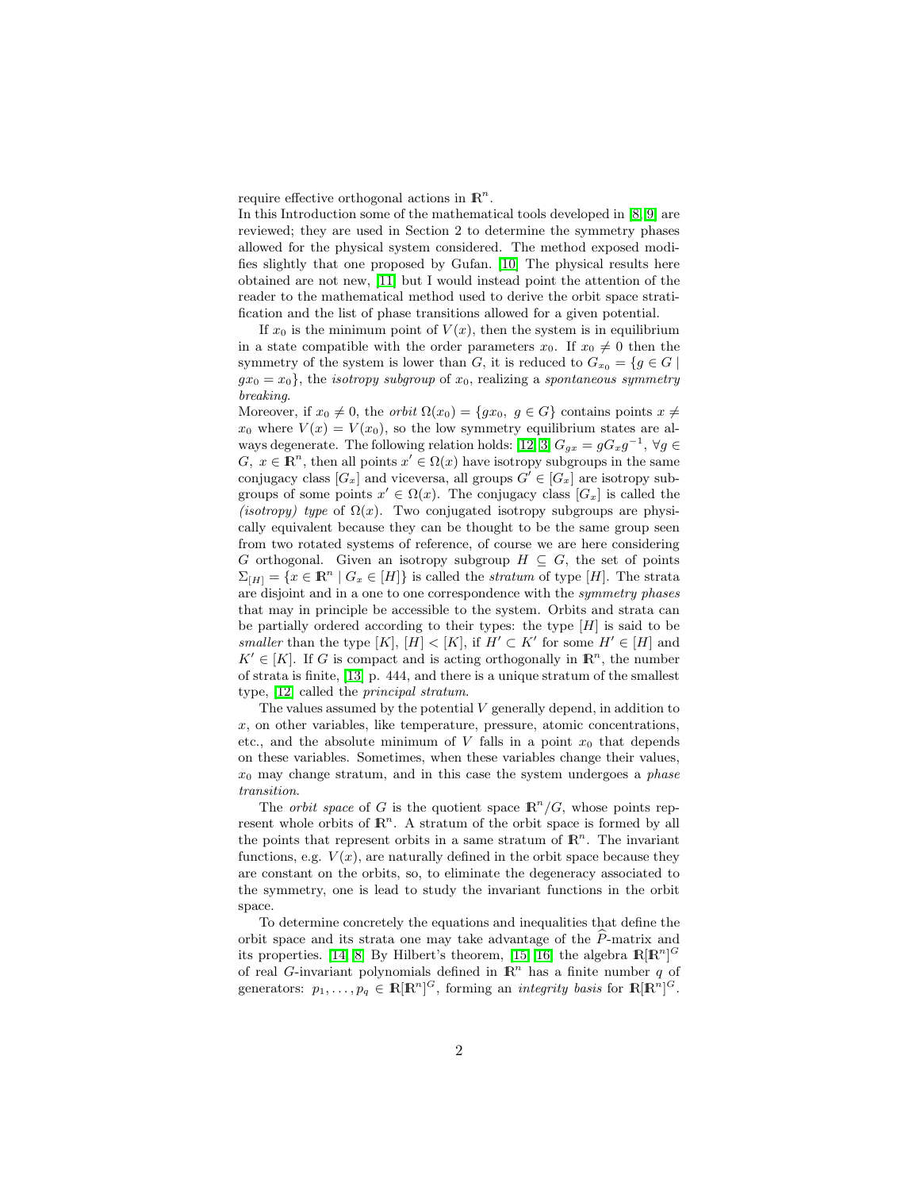require effective orthogonal actions in $\mathbb{R}^n$.
In this Introduction some of the mathematical tools developed in [8, 9] are reviewed; they are used in Section 2 to determine the symmetry phases allowed for the physical system considered. The method exposed modifies slightly that one proposed by Gufan. [10] The physical results here obtained are not new, [11] but I would instead point the attention of the reader to the mathematical method used to derive the orbit space stratification and the list of phase transitions allowed for a given potential.

If $x_0$ is the minimum point of $V(x)$, then the system is in equilibrium in a state compatible with the order parameters $x_0$. If $x_0 \neq 0$ then the symmetry of the system is lower than $G$, it is reduced to $G_{x_0} = \{g \in G \mid gx_0 = x_0\}$, the *isotropy subgroup* of $x_0$, realizing a *spontaneous symmetry breaking*.
Moreover, if $x_0 \neq 0$, the *orbit* $\Omega(x_0) = \{gx_0,\ g \in G\}$ contains points $x \neq x_0$ where $V(x) = V(x_0)$, so the low symmetry equilibrium states are always degenerate. The following relation holds: [12, 3] $G_{gx} = gG_xg^{-1}$, $\forall g \in G,\ x \in \mathbb{R}^n$, then all points $x' \in \Omega(x)$ have isotropy subgroups in the same conjugacy class $[G_x]$ and viceversa, all groups $G' \in [G_x]$ are isotropy subgroups of some points $x' \in \Omega(x)$. The conjugacy class $[G_x]$ is called the *(isotropy) type* of $\Omega(x)$. Two conjugated isotropy subgroups are physically equivalent because they can be thought to be the same group seen from two rotated systems of reference, of course we are here considering $G$ orthogonal. Given an isotropy subgroup $H \subseteq G$, the set of points $\Sigma_{[H]} = \{x \in \mathbb{R}^n \mid G_x \in [H]\}$ is called the *stratum* of type $[H]$. The strata are disjoint and in a one to one correspondence with the *symmetry phases* that may in principle be accessible to the system. Orbits and strata can be partially ordered according to their types: the type $[H]$ is said to be *smaller* than the type $[K]$, $[H] < [K]$, if $H' \subset K'$ for some $H' \in [H]$ and $K' \in [K]$. If $G$ is compact and is acting orthogonally in $\mathbb{R}^n$, the number of strata is finite, [13] p. 444, and there is a unique stratum of the smallest type, [12] called the *principal stratum*.

The values assumed by the potential $V$ generally depend, in addition to $x$, on other variables, like temperature, pressure, atomic concentrations, etc., and the absolute minimum of $V$ falls in a point $x_0$ that depends on these variables. Sometimes, when these variables change their values, $x_0$ may change stratum, and in this case the system undergoes a *phase transition*.

The *orbit space* of $G$ is the quotient space $\mathbb{R}^n/G$, whose points represent whole orbits of $\mathbb{R}^n$. A stratum of the orbit space is formed by all the points that represent orbits in a same stratum of $\mathbb{R}^n$. The invariant functions, e.g. $V(x)$, are naturally defined in the orbit space because they are constant on the orbits, so, to eliminate the degeneracy associated to the symmetry, one is lead to study the invariant functions in the orbit space.

To determine concretely the equations and inequalities that define the orbit space and its strata one may take advantage of the $\widehat{P}$-matrix and its properties. [14, 8] By Hilbert's theorem, [15, 16] the algebra $\mathbb{R}[\mathbb{R}^n]^G$ of real $G$-invariant polynomials defined in $\mathbb{R}^n$ has a finite number $q$ of generators: $p_1, \ldots, p_q \in \mathbb{R}[\mathbb{R}^n]^G$, forming an *integrity basis* for $\mathbb{R}[\mathbb{R}^n]^G$.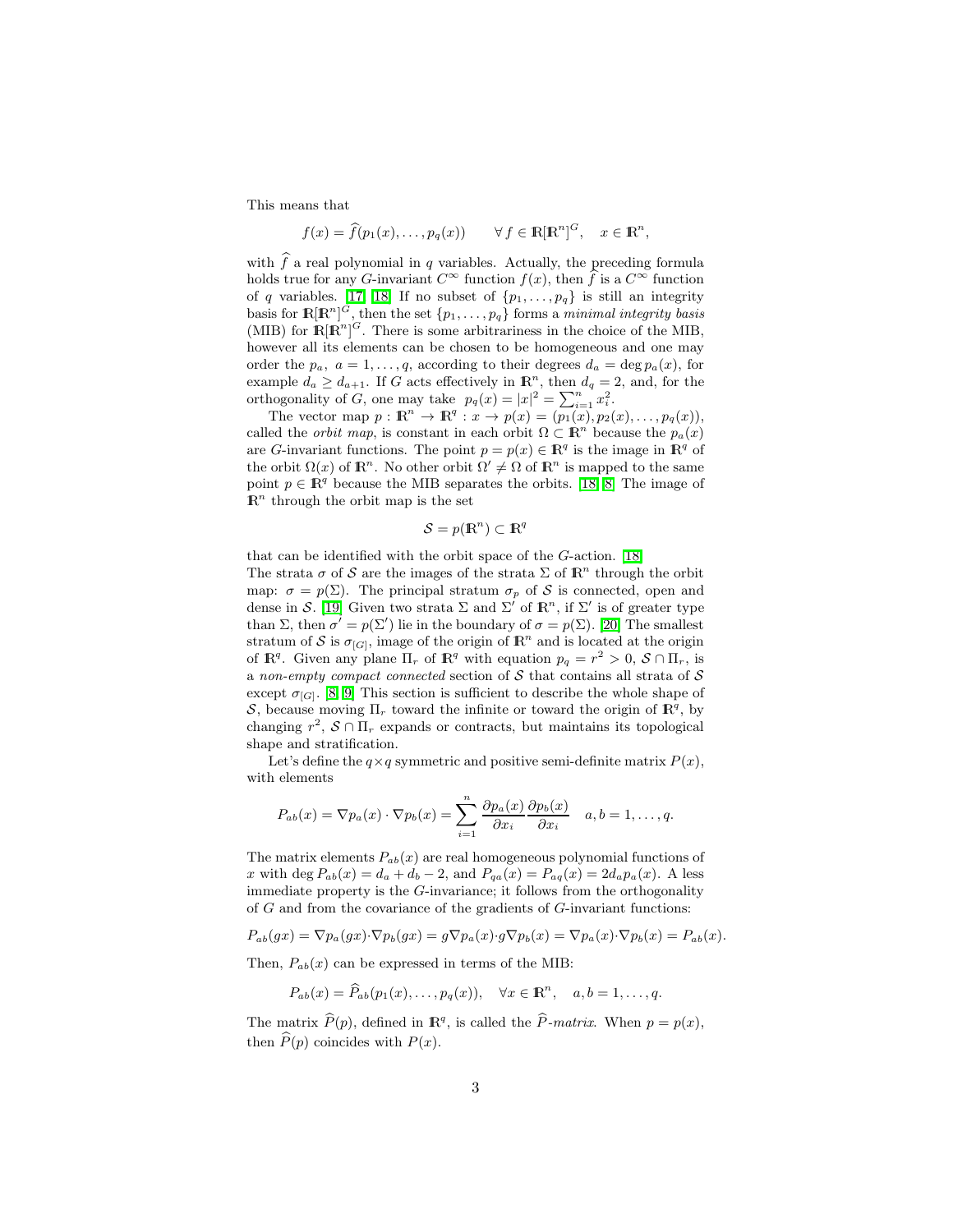This means that

$$f(x) = \widehat{f}(p_1(x), \ldots, p_q(x)) \qquad \forall\, f \in \mathbb{R}[\mathbb{R}^n]^G, \quad x \in \mathbb{R}^n,$$

with $\widehat{f}$ a real polynomial in $q$ variables. Actually, the preceding formula holds true for any $G$-invariant $C^\infty$ function $f(x)$, then $\widehat{f}$ is a $C^\infty$ function of $q$ variables. [17] [18] If no subset of $\{p_1, \ldots, p_q\}$ is still an integrity basis for $\mathbb{R}[\mathbb{R}^n]^G$, then the set $\{p_1, \ldots, p_q\}$ forms a *minimal integrity basis* (MIB) for $\mathbb{R}[\mathbb{R}^n]^G$. There is some arbitrariness in the choice of the MIB, however all its elements can be chosen to be homogeneous and one may order the $p_a$, $a = 1, \ldots, q$, according to their degrees $d_a = \deg p_a(x)$, for example $d_a \geq d_{a+1}$. If $G$ acts effectively in $\mathbb{R}^n$, then $d_q = 2$, and, for the orthogonality of $G$, one may take $p_q(x) = |x|^2 = \sum_{i=1}^n x_i^2$.

The vector map $p : \mathbb{R}^n \to \mathbb{R}^q : x \to p(x) = (p_1(x), p_2(x), \ldots, p_q(x))$, called the *orbit map*, is constant in each orbit $\Omega \subset \mathbb{R}^n$ because the $p_a(x)$ are $G$-invariant functions. The point $p = p(x) \in \mathbb{R}^q$ is the image in $\mathbb{R}^q$ of the orbit $\Omega(x)$ of $\mathbb{R}^n$. No other orbit $\Omega' \neq \Omega$ of $\mathbb{R}^n$ is mapped to the same point $p \in \mathbb{R}^q$ because the MIB separates the orbits. [18] [8] The image of $\mathbb{R}^n$ through the orbit map is the set

$$\mathcal{S} = p(\mathbb{R}^n) \subset \mathbb{R}^q$$

that can be identified with the orbit space of the $G$-action. [18]
The strata $\sigma$ of $\mathcal{S}$ are the images of the strata $\Sigma$ of $\mathbb{R}^n$ through the orbit map: $\sigma = p(\Sigma)$. The principal stratum $\sigma_p$ of $\mathcal{S}$ is connected, open and dense in $\mathcal{S}$. [19] Given two strata $\Sigma$ and $\Sigma'$ of $\mathbb{R}^n$, if $\Sigma'$ is of greater type than $\Sigma$, then $\sigma' = p(\Sigma')$ lie in the boundary of $\sigma = p(\Sigma)$. [20] The smallest stratum of $\mathcal{S}$ is $\sigma_{[G]}$, image of the origin of $\mathbb{R}^n$ and is located at the origin of $\mathbb{R}^q$. Given any plane $\Pi_r$ of $\mathbb{R}^q$ with equation $p_q = r^2 > 0$, $\mathcal{S} \cap \Pi_r$, is a *non-empty compact connected* section of $\mathcal{S}$ that contains all strata of $\mathcal{S}$ except $\sigma_{[G]}$. [8] [9] This section is sufficient to describe the whole shape of $\mathcal{S}$, because moving $\Pi_r$ toward the infinite or toward the origin of $\mathbb{R}^q$, by changing $r^2$, $\mathcal{S} \cap \Pi_r$ expands or contracts, but maintains its topological shape and stratification.

Let's define the $q \times q$ symmetric and positive semi-definite matrix $P(x)$, with elements

$$P_{ab}(x) = \nabla p_a(x) \cdot \nabla p_b(x) = \sum_{i=1}^n \frac{\partial p_a(x)}{\partial x_i} \frac{\partial p_b(x)}{\partial x_i} \quad a, b = 1, \ldots, q.$$

The matrix elements $P_{ab}(x)$ are real homogeneous polynomial functions of $x$ with $\deg P_{ab}(x) = d_a + d_b - 2$, and $P_{qa}(x) = P_{aq}(x) = 2 d_a p_a(x)$. A less immediate property is the $G$-invariance; it follows from the orthogonality of $G$ and from the covariance of the gradients of $G$-invariant functions:

$$P_{ab}(gx) = \nabla p_a(gx) \cdot \nabla p_b(gx) = g \nabla p_a(x) \cdot g \nabla p_b(x) = \nabla p_a(x) \cdot \nabla p_b(x) = P_{ab}(x).$$

Then, $P_{ab}(x)$ can be expressed in terms of the MIB:

$$P_{ab}(x) = \widehat{P}_{ab}(p_1(x), \ldots, p_q(x)), \quad \forall x \in \mathbb{R}^n, \quad a, b = 1, \ldots, q.$$

The matrix $\widehat{P}(p)$, defined in $\mathbb{R}^q$, is called the $\widehat{P}$*-matrix*. When $p = p(x)$, then $\widehat{P}(p)$ coincides with $P(x)$.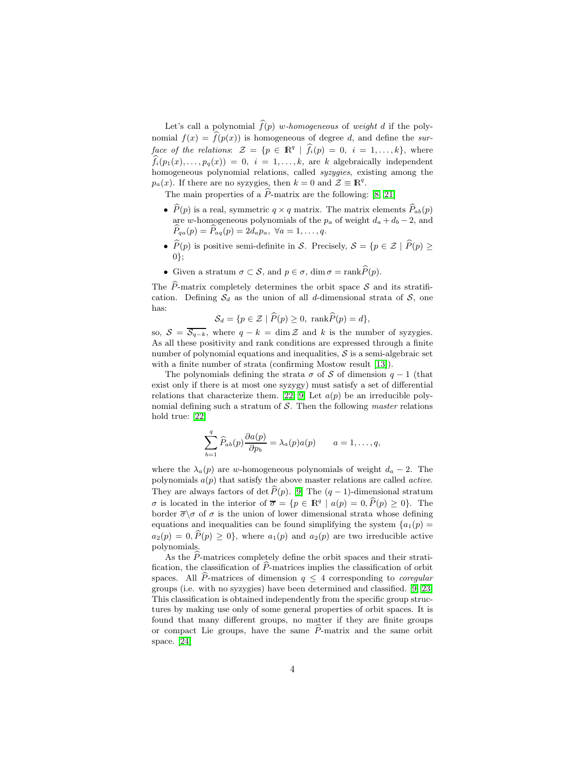Let's call a polynomial $\widehat{f}(p)$ *w-homogeneous* of *weight* $d$ if the polynomial $f(x) = \widehat{f}(p(x))$ is homogeneous of degree $d$, and define the *surface of the relations*: $\mathcal{Z} = \{p \in \mathbb{R}^q \mid \widehat{f}_i(p) = 0,\ i = 1, \dots, k\}$, where $\widehat{f}_i(p_1(x), \dots, p_q(x)) = 0,\ i = 1, \dots, k$, are $k$ algebraically independent homogeneous polynomial relations, called *syzygies*, existing among the $p_a(x)$. If there are no syzygies, then $k = 0$ and $\mathcal{Z} \equiv \mathbb{R}^q$.

The main properties of a $\widehat{P}$-matrix are the following: [8, 21]

- $\widehat{P}(p)$ is a real, symmetric $q \times q$ matrix. The matrix elements $\widehat{P}_{ab}(p)$ are $w$-homogeneous polynomials of the $p_a$ of weight $d_a + d_b - 2$, and $\widehat{P}_{qa}(p) = \widehat{P}_{aq}(p) = 2 d_a p_a,\ \forall a = 1, \dots, q$.
- $\widehat{P}(p)$ is positive semi-definite in $\mathcal{S}$. Precisely, $\mathcal{S} = \{p \in \mathcal{Z} \mid \widehat{P}(p) \geq 0\}$;
- Given a stratum $\sigma \subset \mathcal{S}$, and $p \in \sigma$, $\dim \sigma = \operatorname{rank} \widehat{P}(p)$.

The $\widehat{P}$-matrix completely determines the orbit space $\mathcal{S}$ and its stratification. Defining $\mathcal{S}_d$ as the union of all $d$-dimensional strata of $\mathcal{S}$, one has:

$$\mathcal{S}_d = \{p \in \mathcal{Z} \mid \widehat{P}(p) \geq 0,\ \operatorname{rank} \widehat{P}(p) = d\},$$

so, $\mathcal{S} = \overline{\mathcal{S}_{q-k}}$, where $q - k = \dim \mathcal{Z}$ and $k$ is the number of syzygies. As all these positivity and rank conditions are expressed through a finite number of polynomial equations and inequalities, $\mathcal{S}$ is a semi-algebraic set with a finite number of strata (confirming Mostow result [13]).

The polynomials defining the strata $\sigma$ of $\mathcal{S}$ of dimension $q - 1$ (that exist only if there is at most one syzygy) must satisfy a set of differential relations that characterize them. [22, 9] Let $a(p)$ be an irreducible polynomial defining such a stratum of $\mathcal{S}$. Then the following *master* relations hold true: [22]

$$\sum_{b=1}^{q} \widehat{P}_{ab}(p) \frac{\partial a(p)}{\partial p_b} = \lambda_a(p) a(p) \qquad a = 1, \dots, q,$$

where the $\lambda_a(p)$ are $w$-homogeneous polynomials of weight $d_a - 2$. The polynomials $a(p)$ that satisfy the above master relations are called *active*. They are always factors of $\det \widehat{P}(p)$. [9] The $(q-1)$-dimensional stratum $\sigma$ is located in the interior of $\overline{\sigma} = \{p \in \mathbb{R}^q \mid a(p) = 0, \widehat{P}(p) \geq 0\}$. The border $\overline{\sigma} \backslash \sigma$ of $\sigma$ is the union of lower dimensional strata whose defining equations and inequalities can be found simplifying the system $\{a_1(p) = a_2(p) = 0, \widehat{P}(p) \geq 0\}$, where $a_1(p)$ and $a_2(p)$ are two irreducible active polynomials.

As the $\widehat{P}$-matrices completely define the orbit spaces and their stratification, the classification of $\widehat{P}$-matrices implies the classification of orbit spaces. All $\widehat{P}$-matrices of dimension $q \leq 4$ corresponding to *coregular* groups (i.e. with no syzygies) have been determined and classified. [9, 23] This classification is obtained independently from the specific group structures by making use only of some general properties of orbit spaces. It is found that many different groups, no matter if they are finite groups or compact Lie groups, have the same $\widehat{P}$-matrix and the same orbit space. [24]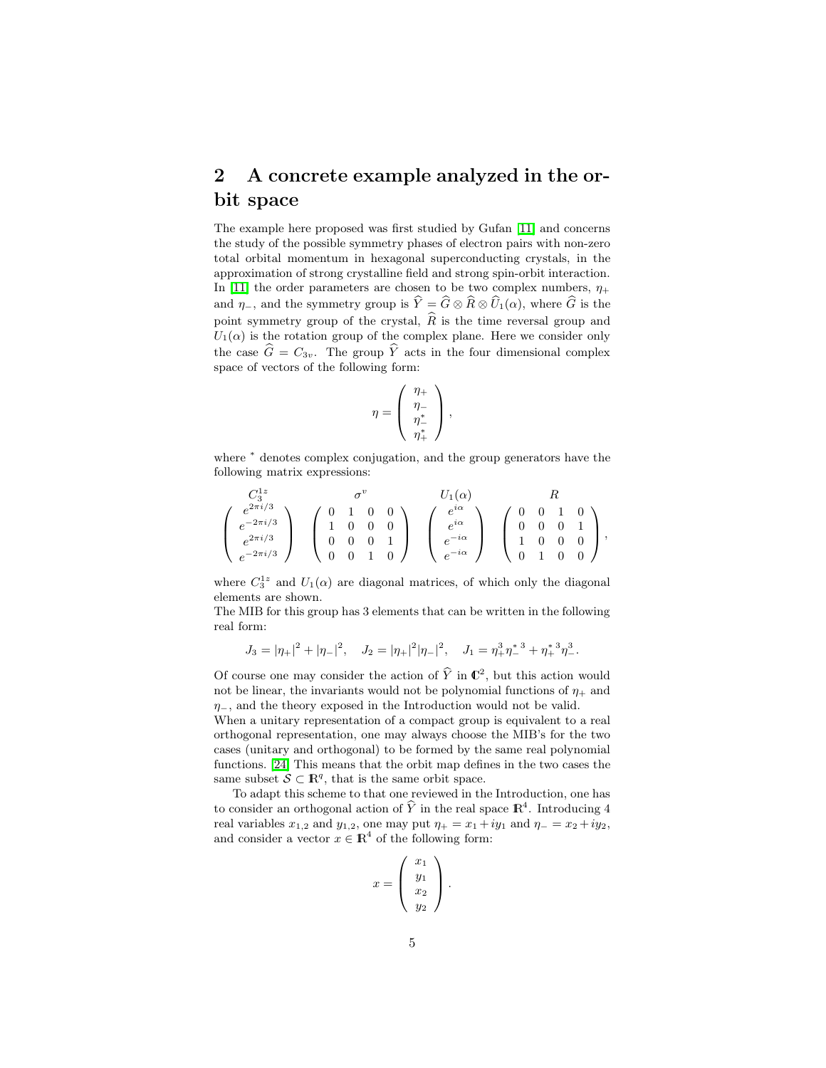## 2 A concrete example analyzed in the orbit space

The example here proposed was first studied by Gufan [11] and concerns the study of the possible symmetry phases of electron pairs with non-zero total orbital momentum in hexagonal superconducting crystals, in the approximation of strong crystalline field and strong spin-orbit interaction. In [11] the order parameters are chosen to be two complex numbers, $\eta_+$ and $\eta_-$, and the symmetry group is $\widehat{Y} = \widehat{G} \otimes \widehat{R} \otimes \widehat{U}_1(\alpha)$, where $\widehat{G}$ is the point symmetry group of the crystal, $\widehat{R}$ is the time reversal group and $U_1(\alpha)$ is the rotation group of the complex plane. Here we consider only the case $\widehat{G} = C_{3v}$. The group $\widehat{Y}$ acts in the four dimensional complex space of vectors of the following form:

$$\eta = \begin{pmatrix} \eta_+ \\ \eta_- \\ \eta_-^* \\ \eta_+^* \end{pmatrix},$$

where $^*$ denotes complex conjugation, and the group generators have the following matrix expressions:

$$\begin{matrix} C_3^{1z} \\ \begin{pmatrix} e^{2\pi i/3} \\ e^{-2\pi i/3} \\ e^{2\pi i/3} \\ e^{-2\pi i/3} \end{pmatrix} \end{matrix} \quad \begin{matrix} \sigma^v \\ \begin{pmatrix} 0 & 1 & 0 & 0 \\ 1 & 0 & 0 & 0 \\ 0 & 0 & 0 & 1 \\ 0 & 0 & 1 & 0 \end{pmatrix} \end{matrix} \quad \begin{matrix} U_1(\alpha) \\ \begin{pmatrix} e^{i\alpha} \\ e^{i\alpha} \\ e^{-i\alpha} \\ e^{-i\alpha} \end{pmatrix} \end{matrix} \quad \begin{matrix} R \\ \begin{pmatrix} 0 & 0 & 1 & 0 \\ 0 & 0 & 0 & 1 \\ 1 & 0 & 0 & 0 \\ 0 & 1 & 0 & 0 \end{pmatrix} \end{matrix},$$

where $C_3^{1z}$ and $U_1(\alpha)$ are diagonal matrices, of which only the diagonal elements are shown.

The MIB for this group has 3 elements that can be written in the following real form:

$$J_3 = |\eta_+|^2 + |\eta_-|^2, \quad J_2 = |\eta_+|^2 |\eta_-|^2, \quad J_1 = \eta_+^3 {\eta_-^*}^3 + {\eta_+^*}^3 \eta_-^3.$$

Of course one may consider the action of $\widehat{Y}$ in $\mathbb{C}^2$, but this action would not be linear, the invariants would not be polynomial functions of $\eta_+$ and $\eta_-$, and the theory exposed in the Introduction would not be valid.

When a unitary representation of a compact group is equivalent to a real orthogonal representation, one may always choose the MIB's for the two cases (unitary and orthogonal) to be formed by the same real polynomial functions. [24] This means that the orbit map defines in the two cases the same subset $\mathcal{S} \subset \mathbb{R}^q$, that is the same orbit space.

To adapt this scheme to that one reviewed in the Introduction, one has to consider an orthogonal action of $\widehat{Y}$ in the real space $\mathbb{R}^4$. Introducing 4 real variables $x_{1,2}$ and $y_{1,2}$, one may put $\eta_+ = x_1 + iy_1$ and $\eta_- = x_2 + iy_2$, and consider a vector $x \in \mathbb{R}^4$ of the following form:

$$x = \begin{pmatrix} x_1 \\ y_1 \\ x_2 \\ y_2 \end{pmatrix}.$$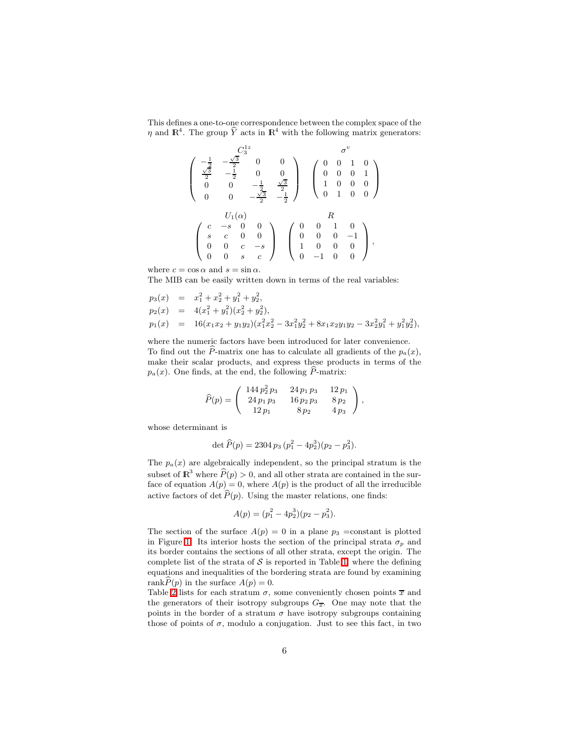This defines a one-to-one correspondence between the complex space of the $\eta$ and $\mathbb{R}^4$. The group $\widehat{Y}$ acts in $\mathbb{R}^4$ with the following matrix generators:

$$
\overset{C_3^{1z}}{\begin{pmatrix} -\frac{1}{2} & -\frac{\sqrt{3}}{2} & 0 & 0 \\ \frac{\sqrt{3}}{2} & -\frac{1}{2} & 0 & 0 \\ 0 & 0 & -\frac{1}{2} & \frac{\sqrt{3}}{2} \\ 0 & 0 & -\frac{\sqrt{3}}{2} & -\frac{1}{2} \end{pmatrix}}
\quad
\overset{\sigma^v}{\begin{pmatrix} 0 & 0 & 1 & 0 \\ 0 & 0 & 0 & 1 \\ 1 & 0 & 0 & 0 \\ 0 & 1 & 0 & 0 \end{pmatrix}}
$$

$$
\overset{U_1(\alpha)}{\begin{pmatrix} c & -s & 0 & 0 \\ s & c & 0 & 0 \\ 0 & 0 & c & -s \\ 0 & 0 & s & c \end{pmatrix}}
\quad
\overset{R}{\begin{pmatrix} 0 & 0 & 1 & 0 \\ 0 & 0 & 0 & -1 \\ 1 & 0 & 0 & 0 \\ 0 & -1 & 0 & 0 \end{pmatrix}},
$$

where $c = \cos\alpha$ and $s = \sin\alpha$.
The MIB can be easily written down in terms of the real variables:

$$
\begin{aligned}
p_3(x) &= x_1^2 + x_2^2 + y_1^2 + y_2^2, \\
p_2(x) &= 4(x_1^2 + y_1^2)(x_2^2 + y_2^2), \\
p_1(x) &= 16(x_1 x_2 + y_1 y_2)(x_1^2 x_2^2 - 3x_1^2 y_2^2 + 8x_1 x_2 y_1 y_2 - 3x_2^2 y_1^2 + y_1^2 y_2^2),
\end{aligned}
$$

where the numeric factors have been introduced for later convenience.
To find out the $\widehat{P}$-matrix one has to calculate all gradients of the $p_a(x)$, make their scalar products, and express these products in terms of the $p_a(x)$. One finds, at the end, the following $\widehat{P}$-matrix:

$$
\widehat{P}(p) = \begin{pmatrix} 144\, p_2^2\, p_3 & 24\, p_1\, p_3 & 12\, p_1 \\ 24\, p_1\, p_3 & 16\, p_2\, p_3 & 8\, p_2 \\ 12\, p_1 & 8\, p_2 & 4\, p_3 \end{pmatrix},
$$

whose determinant is

$$
\det \widehat{P}(p) = 2304\, p_3\, (p_1^2 - 4p_2^3)(p_2 - p_3^2).
$$

The $p_a(x)$ are algebraically independent, so the principal stratum is the subset of $\mathbb{R}^3$ where $\widehat{P}(p) > 0$, and all other strata are contained in the surface of equation $A(p) = 0$, where $A(p)$ is the product of all the irreducible active factors of $\det \widehat{P}(p)$. Using the master relations, one finds:

$$
A(p) = (p_1^2 - 4p_2^3)(p_2 - p_3^2).
$$

The section of the surface $A(p) = 0$ in a plane $p_3$ =constant is plotted in Figure 1. Its interior hosts the section of the principal strata $\sigma_p$ and its border contains the sections of all other strata, except the origin. The complete list of the strata of $\mathcal{S}$ is reported in Table 1, where the defining equations and inequalities of the bordering strata are found by examining $\text{rank}\widehat{P}(p)$ in the surface $A(p) = 0$.
Table 2 lists for each stratum $\sigma$, some conveniently chosen points $\overline{x}$ and the generators of their isotropy subgroups $G_{\overline{x}}$. One may note that the points in the border of a stratum $\sigma$ have isotropy subgroups containing those of points of $\sigma$, modulo a conjugation. Just to see this fact, in two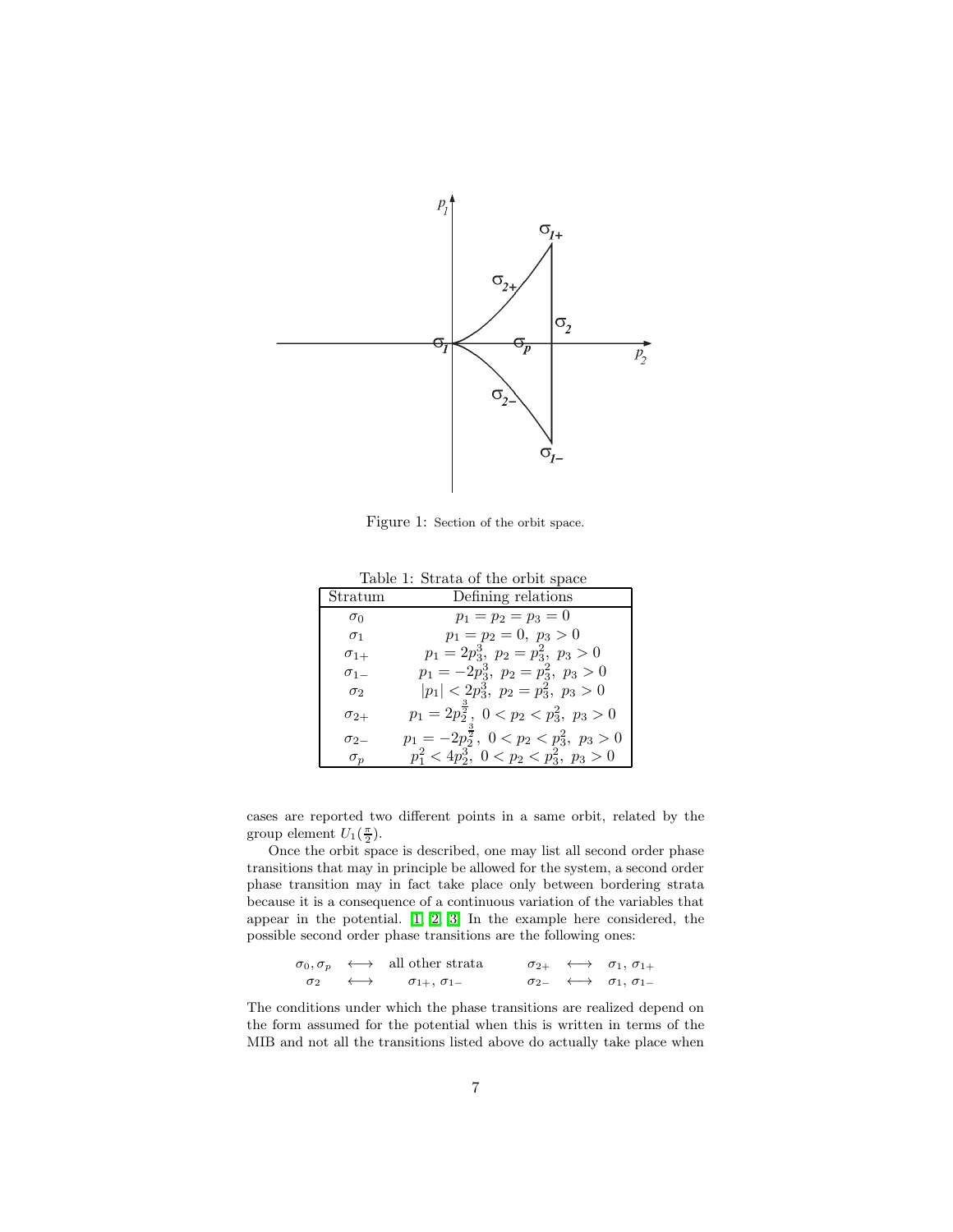Figure 1: Section of the orbit space.

Table 1: Strata of the orbit space

| Stratum | Defining relations |
|---|---|
| $\sigma_0$ | $p_1 = p_2 = p_3 = 0$ |
| $\sigma_1$ | $p_1 = p_2 = 0,\ p_3 > 0$ |
| $\sigma_{1+}$ | $p_1 = 2p_3^3,\ p_2 = p_3^2,\ p_3 > 0$ |
| $\sigma_{1-}$ | $p_1 = -2p_3^3,\ p_2 = p_3^2,\ p_3 > 0$ |
| $\sigma_2$ | $\lvert p_1\rvert < 2p_3^3,\ p_2 = p_3^2,\ p_3 > 0$ |
| $\sigma_{2+}$ | $p_1 = 2p_2^{\frac{3}{2}},\ 0 < p_2 < p_3^2,\ p_3 > 0$ |
| $\sigma_{2-}$ | $p_1 = -2p_2^{\frac{3}{2}},\ 0 < p_2 < p_3^2,\ p_3 > 0$ |
| $\sigma_p$ | $p_1^2 < 4p_2^3,\ 0 < p_2 < p_3^2,\ p_3 > 0$ |

cases are reported two different points in a same orbit, related by the group element $U_1(\frac{\pi}{2})$.

Once the orbit space is described, one may list all second order phase transitions that may in principle be allowed for the system, a second order phase transition may in fact take place only between bordering strata because it is a consequence of a continuous variation of the variables that appear in the potential. [1, 2, 3] In the example here considered, the possible second order phase transitions are the following ones:

$$\sigma_0, \sigma_p \quad \longleftrightarrow \quad \text{all other strata} \qquad\qquad \sigma_{2+} \quad \longleftrightarrow \quad \sigma_1,\, \sigma_{1+}$$
$$\sigma_2 \quad \longleftrightarrow \quad \sigma_{1+},\, \sigma_{1-} \qquad\qquad \sigma_{2-} \quad \longleftrightarrow \quad \sigma_1,\, \sigma_{1-}$$

The conditions under which the phase transitions are realized depend on the form assumed for the potential when this is written in terms of the MIB and not all the transitions listed above do actually take place when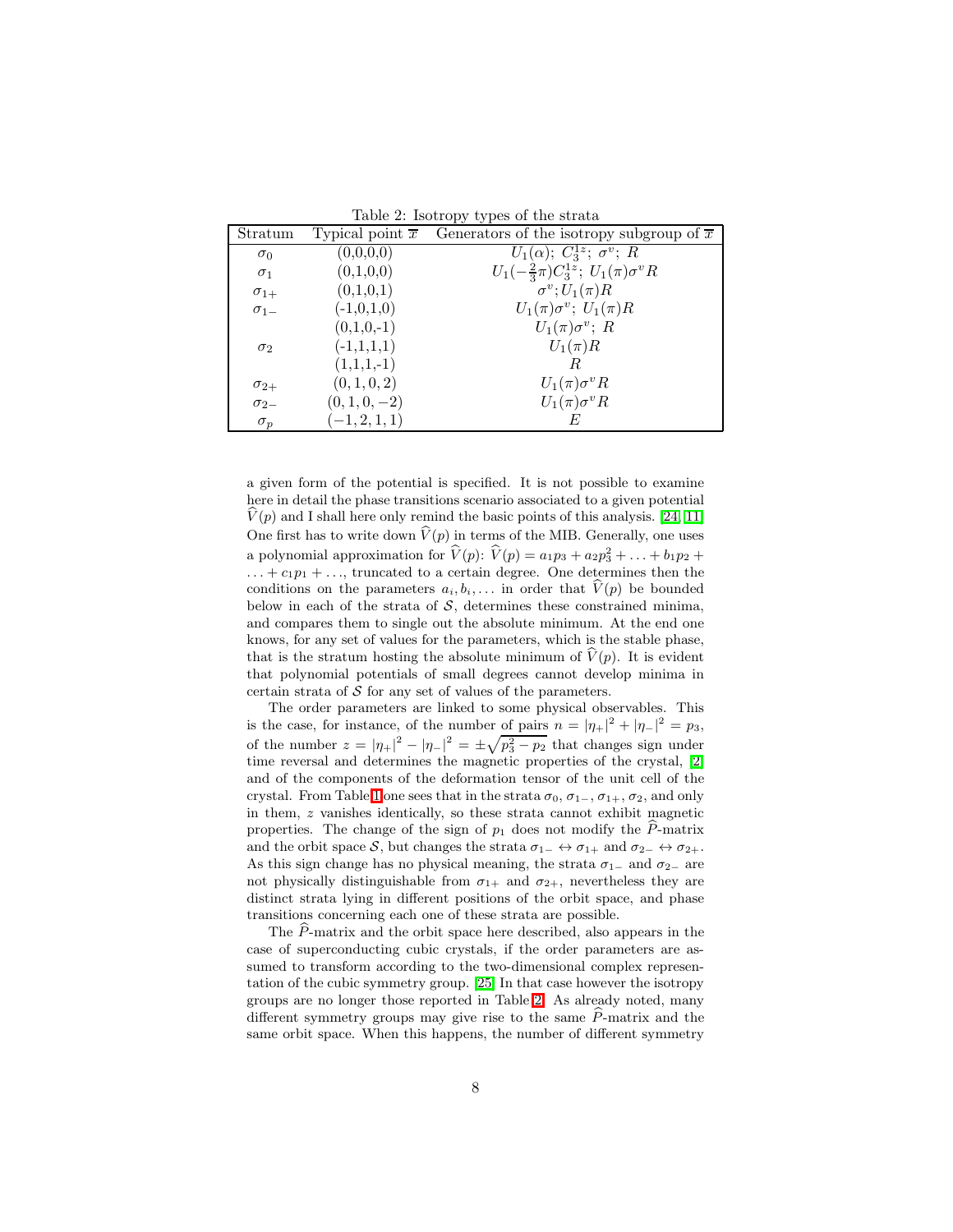Table 2: Isotropy types of the strata

| Stratum | Typical point $\overline{x}$ | Generators of the isotropy subgroup of $\overline{x}$ |
|---|---|---|
| $\sigma_0$ | (0,0,0,0) | $U_1(\alpha)$; $C_3^{1z}$; $\sigma^v$; $R$ |
| $\sigma_1$ | (0,1,0,0) | $U_1(-\frac{2}{3}\pi)C_3^{1z}$; $U_1(\pi)\sigma^v R$ |
| $\sigma_{1+}$ | (0,1,0,1) | $\sigma^v; U_1(\pi)R$ |
| $\sigma_{1-}$ | (-1,0,1,0) | $U_1(\pi)\sigma^v$; $U_1(\pi)R$ |
| | (0,1,0,-1) | $U_1(\pi)\sigma^v$; $R$ |
| $\sigma_2$ | (-1,1,1,1) | $U_1(\pi)R$ |
| | (1,1,1,-1) | $R$ |
| $\sigma_{2+}$ | $(0,1,0,2)$ | $U_1(\pi)\sigma^v R$ |
| $\sigma_{2-}$ | $(0,1,0,-2)$ | $U_1(\pi)\sigma^v R$ |
| $\sigma_p$ | $(-1,2,1,1)$ | $E$ |

a given form of the potential is specified. It is not possible to examine here in detail the phase transitions scenario associated to a given potential $\widehat{V}(p)$ and I shall here only remind the basic points of this analysis. [24, 11] One first has to write down $\widehat{V}(p)$ in terms of the MIB. Generally, one uses a polynomial approximation for $\widehat{V}(p)$: $\widehat{V}(p) = a_1 p_3 + a_2 p_3^2 + \ldots + b_1 p_2 + \ldots + c_1 p_1 + \ldots$, truncated to a certain degree. One determines then the conditions on the parameters $a_i, b_i, \ldots$ in order that $\widehat{V}(p)$ be bounded below in each of the strata of $\mathcal{S}$, determines these constrained minima, and compares them to single out the absolute minimum. At the end one knows, for any set of values for the parameters, which is the stable phase, that is the stratum hosting the absolute minimum of $\widehat{V}(p)$. It is evident that polynomial potentials of small degrees cannot develop minima in certain strata of $\mathcal{S}$ for any set of values of the parameters.

The order parameters are linked to some physical observables. This is the case, for instance, of the number of pairs $n = |\eta_+|^2 + |\eta_-|^2 = p_3$, of the number $z = |\eta_+|^2 - |\eta_-|^2 = \pm\sqrt{p_3^2 - p_2}$ that changes sign under time reversal and determines the magnetic properties of the crystal, [2] and of the components of the deformation tensor of the unit cell of the crystal. From Table 1 one sees that in the strata $\sigma_0$, $\sigma_{1-}$, $\sigma_{1+}$, $\sigma_2$, and only in them, $z$ vanishes identically, so these strata cannot exhibit magnetic properties. The change of the sign of $p_1$ does not modify the $\widehat{P}$-matrix and the orbit space $\mathcal{S}$, but changes the strata $\sigma_{1-} \leftrightarrow \sigma_{1+}$ and $\sigma_{2-} \leftrightarrow \sigma_{2+}$. As this sign change has no physical meaning, the strata $\sigma_{1-}$ and $\sigma_{2-}$ are not physically distinguishable from $\sigma_{1+}$ and $\sigma_{2+}$, nevertheless they are distinct strata lying in different positions of the orbit space, and phase transitions concerning each one of these strata are possible.

The $\widehat{P}$-matrix and the orbit space here described, also appears in the case of superconducting cubic crystals, if the order parameters are assumed to transform according to the two-dimensional complex representation of the cubic symmetry group. [25] In that case however the isotropy groups are no longer those reported in Table 2. As already noted, many different symmetry groups may give rise to the same $\widehat{P}$-matrix and the same orbit space. When this happens, the number of different symmetry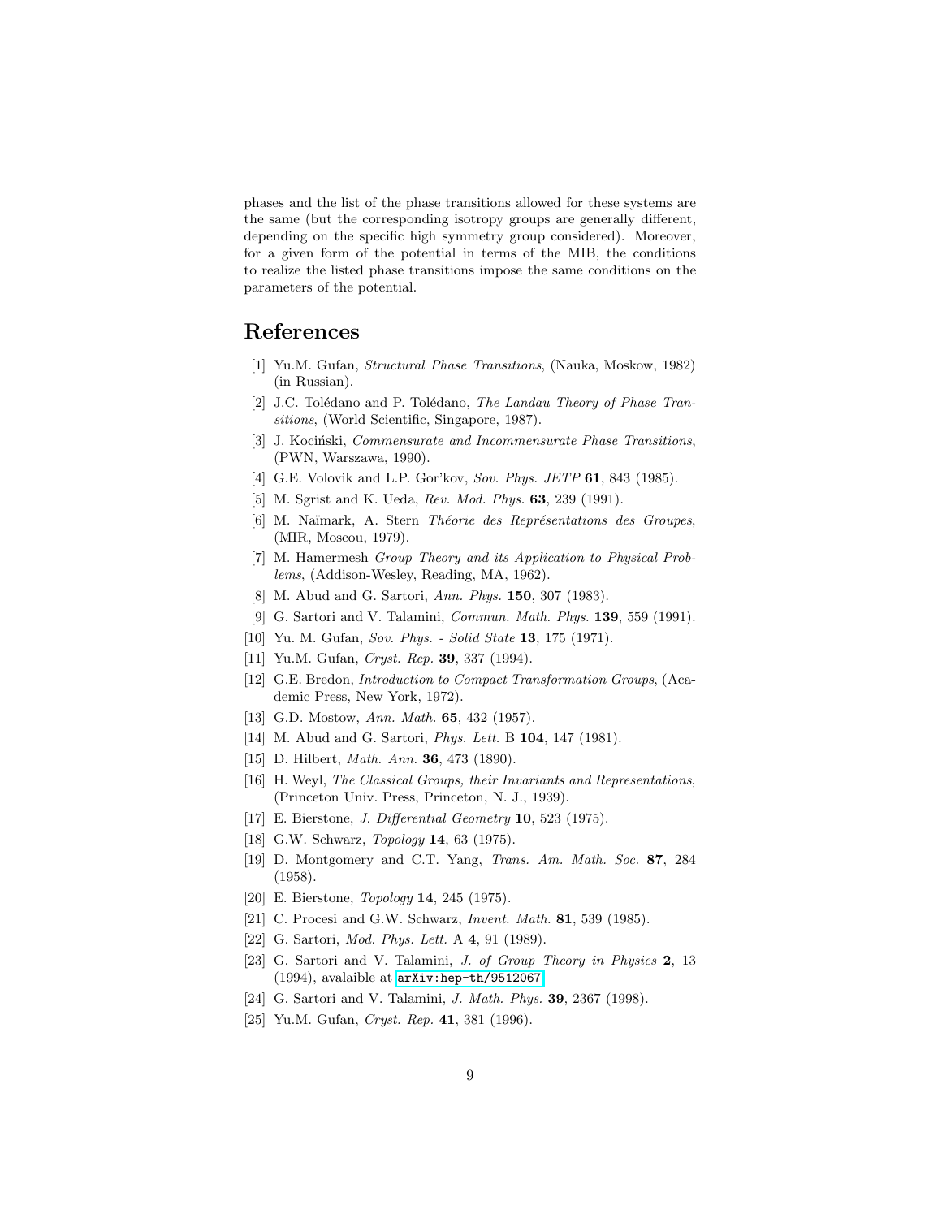phases and the list of the phase transitions allowed for these systems are the same (but the corresponding isotropy groups are generally different, depending on the specific high symmetry group considered). Moreover, for a given form of the potential in terms of the MIB, the conditions to realize the listed phase transitions impose the same conditions on the parameters of the potential.

# References

[1] Yu.M. Gufan, *Structural Phase Transitions*, (Nauka, Moskow, 1982) (in Russian).

[2] J.C. Tolédano and P. Tolédano, *The Landau Theory of Phase Transitions*, (World Scientific, Singapore, 1987).

[3] J. Kociński, *Commensurate and Incommensurate Phase Transitions*, (PWN, Warszawa, 1990).

[4] G.E. Volovik and L.P. Gor'kov, *Sov. Phys. JETP* **61**, 843 (1985).

[5] M. Sgrist and K. Ueda, *Rev. Mod. Phys.* **63**, 239 (1991).

[6] M. Naïmark, A. Stern *Théorie des Représentations des Groupes*, (MIR, Moscou, 1979).

[7] M. Hamermesh *Group Theory and its Application to Physical Problems*, (Addison-Wesley, Reading, MA, 1962).

[8] M. Abud and G. Sartori, *Ann. Phys.* **150**, 307 (1983).

[9] G. Sartori and V. Talamini, *Commun. Math. Phys.* **139**, 559 (1991).

[10] Yu. M. Gufan, *Sov. Phys. - Solid State* **13**, 175 (1971).

[11] Yu.M. Gufan, *Cryst. Rep.* **39**, 337 (1994).

[12] G.E. Bredon, *Introduction to Compact Transformation Groups*, (Academic Press, New York, 1972).

[13] G.D. Mostow, *Ann. Math.* **65**, 432 (1957).

[14] M. Abud and G. Sartori, *Phys. Lett.* B **104**, 147 (1981).

[15] D. Hilbert, *Math. Ann.* **36**, 473 (1890).

[16] H. Weyl, *The Classical Groups, their Invariants and Representations*, (Princeton Univ. Press, Princeton, N. J., 1939).

[17] E. Bierstone, *J. Differential Geometry* **10**, 523 (1975).

[18] G.W. Schwarz, *Topology* **14**, 63 (1975).

[19] D. Montgomery and C.T. Yang, *Trans. Am. Math. Soc.* **87**, 284 (1958).

[20] E. Bierstone, *Topology* **14**, 245 (1975).

[21] C. Procesi and G.W. Schwarz, *Invent. Math.* **81**, 539 (1985).

[22] G. Sartori, *Mod. Phys. Lett.* A **4**, 91 (1989).

[23] G. Sartori and V. Talamini, *J. of Group Theory in Physics* **2**, 13 (1994), avalaible at arXiv:hep-th/9512067.

[24] G. Sartori and V. Talamini, *J. Math. Phys.* **39**, 2367 (1998).

[25] Yu.M. Gufan, *Cryst. Rep.* **41**, 381 (1996).